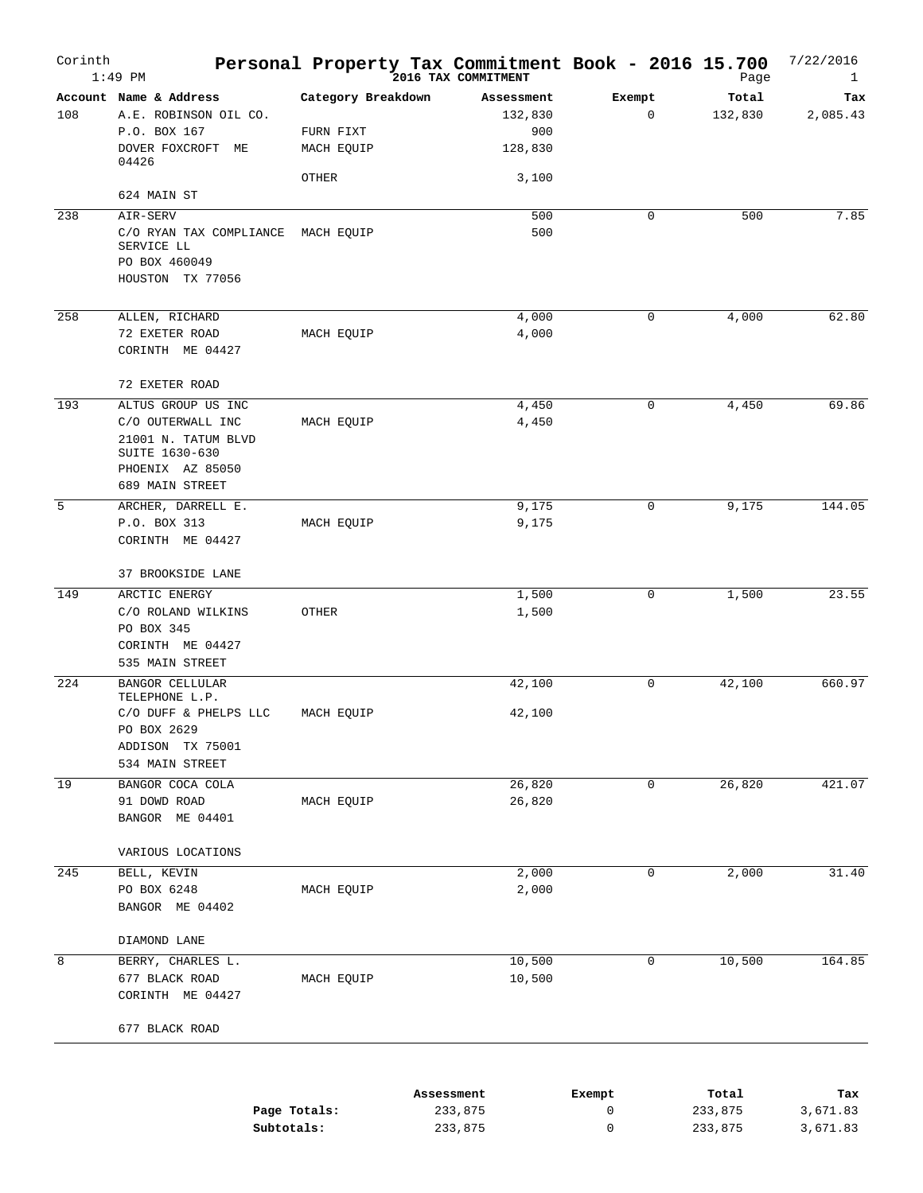# Personal Property Tax Commitment Book - 2016 15.700

Corinth
1:49 PM
2016 TAX COMMITMENT
7/22/2016

| Account | Name & Address | Category Breakdown | Assessment | Exempt | Total | Tax |
|---|---|---|---|---|---|---|
| 108 | A.E. ROBINSON OIL CO. | | 132,830 | 0 | 132,830 | 2,085.43 |
| | P.O. BOX 167 | FURN FIXT | 900 | | | |
| | DOVER FOXCROFT ME 04426 | MACH EQUIP | 128,830 | | | |
| | | OTHER | 3,100 | | | |
| | 624 MAIN ST | | | | | |
| 238 | AIR-SERV | | 500 | 0 | 500 | 7.85 |
| | C/O RYAN TAX COMPLIANCE SERVICE LL | MACH EQUIP | 500 | | | |
| | PO BOX 460049 | | | | | |
| | HOUSTON TX 77056 | | | | | |
| 258 | ALLEN, RICHARD | | 4,000 | 0 | 4,000 | 62.80 |
| | 72 EXETER ROAD | MACH EQUIP | 4,000 | | | |
| | CORINTH ME 04427 | | | | | |
| | 72 EXETER ROAD | | | | | |
| 193 | ALTUS GROUP US INC | | 4,450 | 0 | 4,450 | 69.86 |
| | C/O OUTERWALL INC | MACH EQUIP | 4,450 | | | |
| | 21001 N. TATUM BLVD SUITE 1630-630 | | | | | |
| | PHOENIX AZ 85050 | | | | | |
| | 689 MAIN STREET | | | | | |
| 5 | ARCHER, DARRELL E. | | 9,175 | 0 | 9,175 | 144.05 |
| | P.O. BOX 313 | MACH EQUIP | 9,175 | | | |
| | CORINTH ME 04427 | | | | | |
| | 37 BROOKSIDE LANE | | | | | |
| 149 | ARCTIC ENERGY | | 1,500 | 0 | 1,500 | 23.55 |
| | C/O ROLAND WILKINS | OTHER | 1,500 | | | |
| | PO BOX 345 | | | | | |
| | CORINTH ME 04427 | | | | | |
| | 535 MAIN STREET | | | | | |
| 224 | BANGOR CELLULAR TELEPHONE L.P. | | 42,100 | 0 | 42,100 | 660.97 |
| | C/O DUFF & PHELPS LLC | MACH EQUIP | 42,100 | | | |
| | PO BOX 2629 | | | | | |
| | ADDISON TX 75001 | | | | | |
| | 534 MAIN STREET | | | | | |
| 19 | BANGOR COCA COLA | | 26,820 | 0 | 26,820 | 421.07 |
| | 91 DOWD ROAD | MACH EQUIP | 26,820 | | | |
| | BANGOR ME 04401 | | | | | |
| | VARIOUS LOCATIONS | | | | | |
| 245 | BELL, KEVIN | | 2,000 | 0 | 2,000 | 31.40 |
| | PO BOX 6248 | MACH EQUIP | 2,000 | | | |
| | BANGOR ME 04402 | | | | | |
| | DIAMOND LANE | | | | | |
| 8 | BERRY, CHARLES L. | | 10,500 | 0 | 10,500 | 164.85 |
| | 677 BLACK ROAD | MACH EQUIP | 10,500 | | | |
| | CORINTH ME 04427 | | | | | |
| | 677 BLACK ROAD | | | | | |

| | Assessment | Exempt | Total | Tax |
|---|---|---|---|---|
| Page Totals: | 233,875 | 0 | 233,875 | 3,671.83 |
| Subtotals: | 233,875 | 0 | 233,875 | 3,671.83 |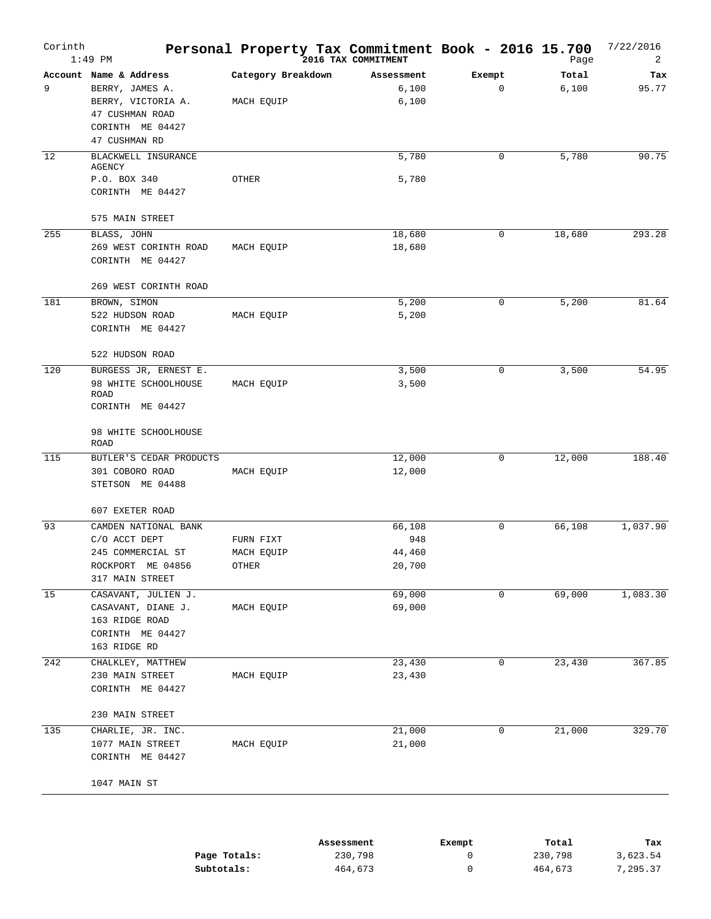# Personal Property Tax Commitment Book - 2016 15.700

Corinth — 1:49 PM — 2016 TAX COMMITMENT — 7/22/2016

| Account | Name & Address | Category Breakdown | Assessment | Exempt | Total | Tax |
|---|---|---|---|---|---|---|
| 9 | BERRY, JAMES A. | | 6,100 | 0 | 6,100 | 95.77 |
| | BERRY, VICTORIA A. | MACH EQUIP | 6,100 | | | |
| | 47 CUSHMAN ROAD | | | | | |
| | CORINTH ME 04427 | | | | | |
| | 47 CUSHMAN RD | | | | | |
| 12 | BLACKWELL INSURANCE AGENCY | | 5,780 | 0 | 5,780 | 90.75 |
| | P.O. BOX 340 | OTHER | 5,780 | | | |
| | CORINTH ME 04427 | | | | | |
| | 575 MAIN STREET | | | | | |
| 255 | BLASS, JOHN | | 18,680 | 0 | 18,680 | 293.28 |
| | 269 WEST CORINTH ROAD | MACH EQUIP | 18,680 | | | |
| | CORINTH ME 04427 | | | | | |
| | 269 WEST CORINTH ROAD | | | | | |
| 181 | BROWN, SIMON | | 5,200 | 0 | 5,200 | 81.64 |
| | 522 HUDSON ROAD | MACH EQUIP | 5,200 | | | |
| | CORINTH ME 04427 | | | | | |
| | 522 HUDSON ROAD | | | | | |
| 120 | BURGESS JR, ERNEST E. | | 3,500 | 0 | 3,500 | 54.95 |
| | 98 WHITE SCHOOLHOUSE ROAD | MACH EQUIP | 3,500 | | | |
| | CORINTH ME 04427 | | | | | |
| | 98 WHITE SCHOOLHOUSE ROAD | | | | | |
| 115 | BUTLER'S CEDAR PRODUCTS | | 12,000 | 0 | 12,000 | 188.40 |
| | 301 COBORO ROAD | MACH EQUIP | 12,000 | | | |
| | STETSON ME 04488 | | | | | |
| | 607 EXETER ROAD | | | | | |
| 93 | CAMDEN NATIONAL BANK | | 66,108 | 0 | 66,108 | 1,037.90 |
| | C/O ACCT DEPT | FURN FIXT | 948 | | | |
| | 245 COMMERCIAL ST | MACH EQUIP | 44,460 | | | |
| | ROCKPORT ME 04856 | OTHER | 20,700 | | | |
| | 317 MAIN STREET | | | | | |
| 15 | CASAVANT, JULIEN J. | | 69,000 | 0 | 69,000 | 1,083.30 |
| | CASAVANT, DIANE J. | MACH EQUIP | 69,000 | | | |
| | 163 RIDGE ROAD | | | | | |
| | CORINTH ME 04427 | | | | | |
| | 163 RIDGE RD | | | | | |
| 242 | CHALKLEY, MATTHEW | | 23,430 | 0 | 23,430 | 367.85 |
| | 230 MAIN STREET | MACH EQUIP | 23,430 | | | |
| | CORINTH ME 04427 | | | | | |
| | 230 MAIN STREET | | | | | |
| 135 | CHARLIE, JR. INC. | | 21,000 | 0 | 21,000 | 329.70 |
| | 1077 MAIN STREET | MACH EQUIP | 21,000 | | | |
| | CORINTH ME 04427 | | | | | |
| | 1047 MAIN ST | | | | | |

| | Assessment | Exempt | Total | Tax |
|---|---|---|---|---|
| **Page Totals:** | 230,798 | 0 | 230,798 | 3,623.54 |
| **Subtotals:** | 464,673 | 0 | 464,673 | 7,295.37 |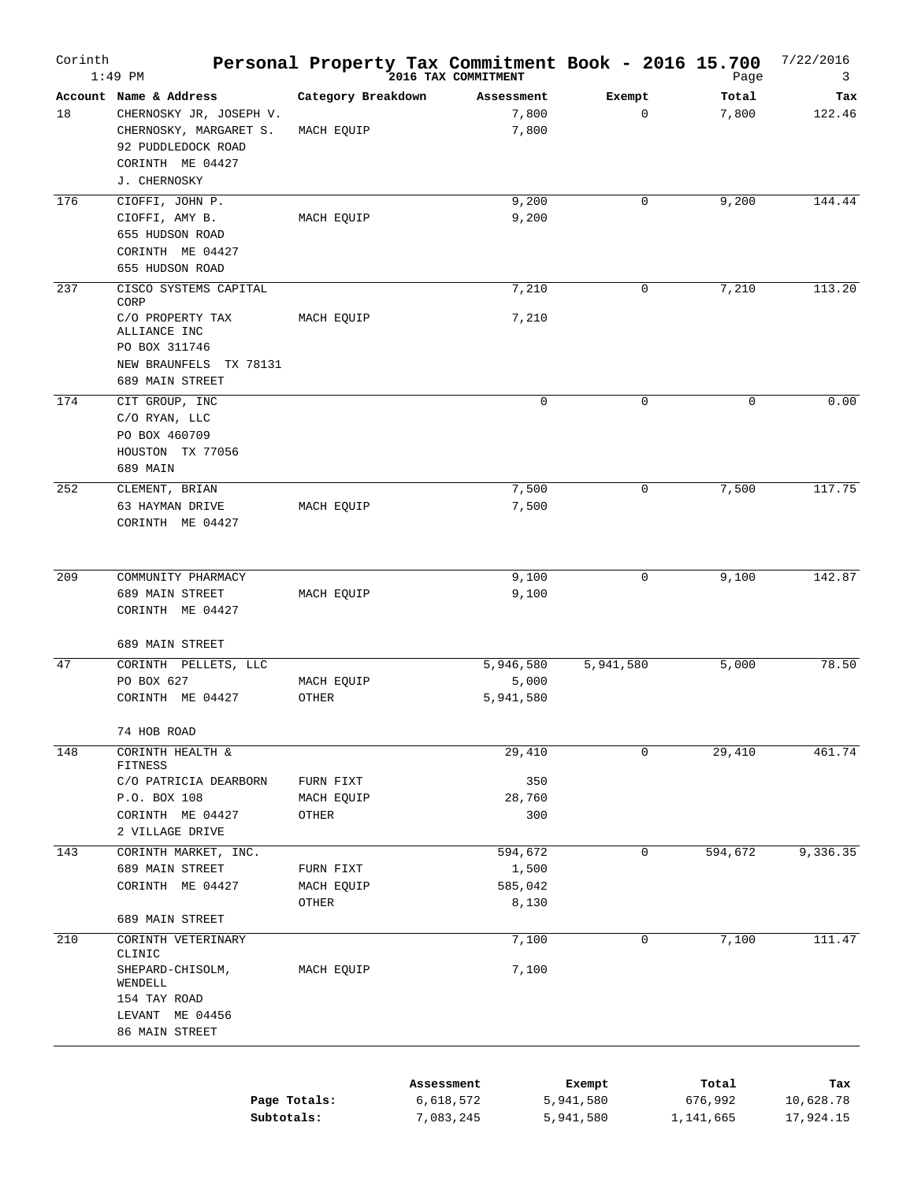# Personal Property Tax Commitment Book - 2016 15.700

Corinth
1:49 PM
2016 TAX COMMITMENT
7/22/2016

| Account | Name & Address | Category Breakdown | Assessment | Exempt | Total | Tax |
|---|---|---|---|---|---|---|
| 18 | CHERNOSKY JR, JOSEPH V. | | 7,800 | 0 | 7,800 | 122.46 |
| | CHERNOSKY, MARGARET S. | MACH EQUIP | 7,800 | | | |
| | 92 PUDDLEDOCK ROAD | | | | | |
| | CORINTH ME 04427 | | | | | |
| | J. CHERNOSKY | | | | | |
| 176 | CIOFFI, JOHN P. | | 9,200 | 0 | 9,200 | 144.44 |
| | CIOFFI, AMY B. | MACH EQUIP | 9,200 | | | |
| | 655 HUDSON ROAD | | | | | |
| | CORINTH ME 04427 | | | | | |
| | 655 HUDSON ROAD | | | | | |
| 237 | CISCO SYSTEMS CAPITAL CORP | | 7,210 | 0 | 7,210 | 113.20 |
| | C/O PROPERTY TAX ALLIANCE INC | MACH EQUIP | 7,210 | | | |
| | PO BOX 311746 | | | | | |
| | NEW BRAUNFELS TX 78131 | | | | | |
| | 689 MAIN STREET | | | | | |
| 174 | CIT GROUP, INC | | 0 | 0 | 0 | 0.00 |
| | C/O RYAN, LLC | | | | | |
| | PO BOX 460709 | | | | | |
| | HOUSTON TX 77056 | | | | | |
| | 689 MAIN | | | | | |
| 252 | CLEMENT, BRIAN | | 7,500 | 0 | 7,500 | 117.75 |
| | 63 HAYMAN DRIVE | MACH EQUIP | 7,500 | | | |
| | CORINTH ME 04427 | | | | | |
| 209 | COMMUNITY PHARMACY | | 9,100 | 0 | 9,100 | 142.87 |
| | 689 MAIN STREET | MACH EQUIP | 9,100 | | | |
| | CORINTH ME 04427 | | | | | |
| | 689 MAIN STREET | | | | | |
| 47 | CORINTH PELLETS, LLC | | 5,946,580 | 5,941,580 | 5,000 | 78.50 |
| | PO BOX 627 | MACH EQUIP | 5,000 | | | |
| | CORINTH ME 04427 | OTHER | 5,941,580 | | | |
| | 74 HOB ROAD | | | | | |
| 148 | CORINTH HEALTH & FITNESS | | 29,410 | 0 | 29,410 | 461.74 |
| | C/O PATRICIA DEARBORN | FURN FIXT | 350 | | | |
| | P.O. BOX 108 | MACH EQUIP | 28,760 | | | |
| | CORINTH ME 04427 | OTHER | 300 | | | |
| | 2 VILLAGE DRIVE | | | | | |
| 143 | CORINTH MARKET, INC. | | 594,672 | 0 | 594,672 | 9,336.35 |
| | 689 MAIN STREET | FURN FIXT | 1,500 | | | |
| | CORINTH ME 04427 | MACH EQUIP | 585,042 | | | |
| | | OTHER | 8,130 | | | |
| | 689 MAIN STREET | | | | | |
| 210 | CORINTH VETERINARY CLINIC | | 7,100 | 0 | 7,100 | 111.47 |
| | SHEPARD-CHISOLM, WENDELL | MACH EQUIP | 7,100 | | | |
| | 154 TAY ROAD | | | | | |
| | LEVANT ME 04456 | | | | | |
| | 86 MAIN STREET | | | | | |

| | Assessment | Exempt | Total | Tax |
|---|---|---|---|---|
| Page Totals: | 6,618,572 | 5,941,580 | 676,992 | 10,628.78 |
| Subtotals: | 7,083,245 | 5,941,580 | 1,141,665 | 17,924.15 |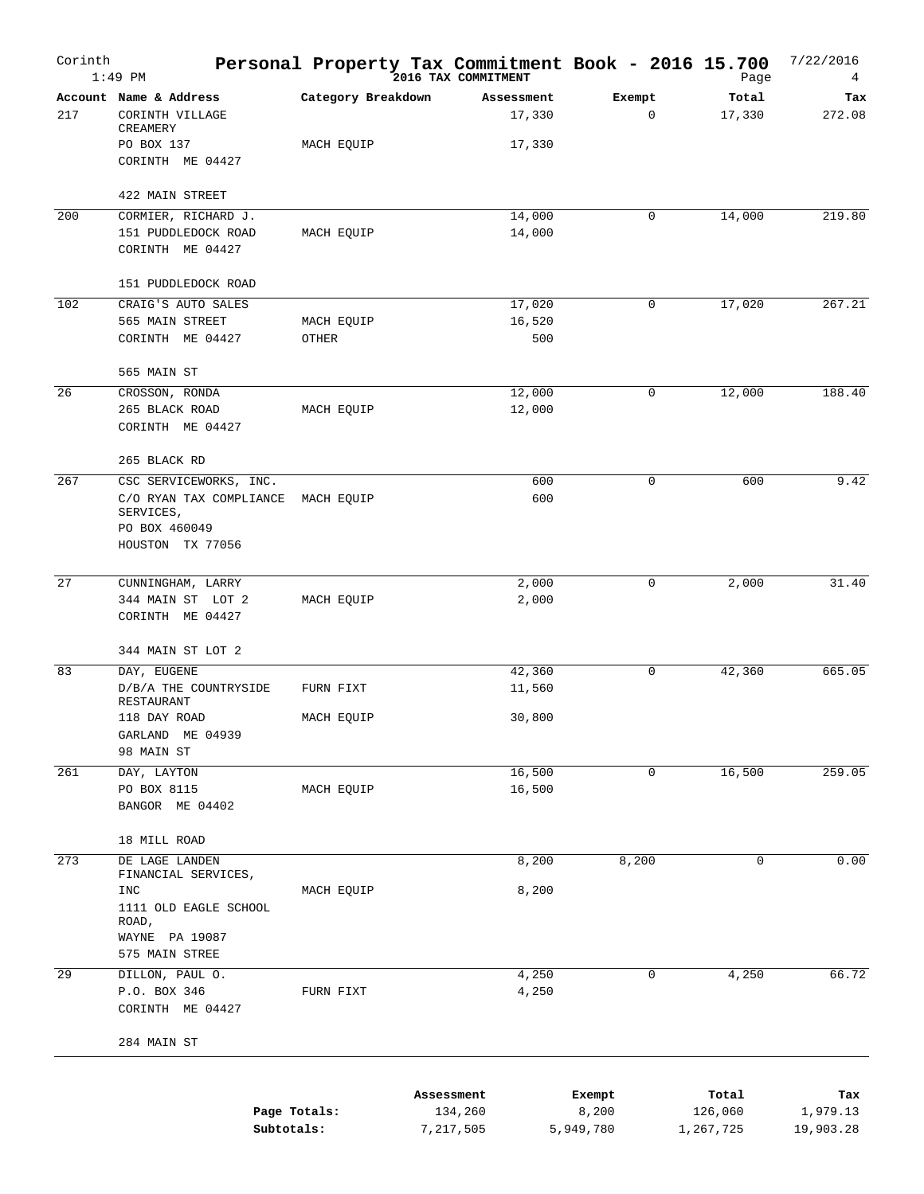# Personal Property Tax Commitment Book - 2016 15.700

Corinth, 1:49 PM — 2016 TAX COMMITMENT — 7/22/2016

| Account | Name & Address | Category Breakdown | Assessment | Exempt | Total | Tax |
|---|---|---|---|---|---|---|
| 217 | CORINTH VILLAGE CREAMERY | | 17,330 | 0 | 17,330 | 272.08 |
| | PO BOX 137 | MACH EQUIP | 17,330 | | | |
| | CORINTH ME 04427 | | | | | |
| | 422 MAIN STREET | | | | | |
| 200 | CORMIER, RICHARD J. | | 14,000 | 0 | 14,000 | 219.80 |
| | 151 PUDDLEDOCK ROAD | MACH EQUIP | 14,000 | | | |
| | CORINTH ME 04427 | | | | | |
| | 151 PUDDLEDOCK ROAD | | | | | |
| 102 | CRAIG'S AUTO SALES | | 17,020 | 0 | 17,020 | 267.21 |
| | 565 MAIN STREET | MACH EQUIP | 16,520 | | | |
| | CORINTH ME 04427 | OTHER | 500 | | | |
| | 565 MAIN ST | | | | | |
| 26 | CROSSON, RONDA | | 12,000 | 0 | 12,000 | 188.40 |
| | 265 BLACK ROAD | MACH EQUIP | 12,000 | | | |
| | CORINTH ME 04427 | | | | | |
| | 265 BLACK RD | | | | | |
| 267 | CSC SERVICEWORKS, INC. | | 600 | 0 | 600 | 9.42 |
| | C/O RYAN TAX COMPLIANCE SERVICES, | MACH EQUIP | 600 | | | |
| | PO BOX 460049 | | | | | |
| | HOUSTON TX 77056 | | | | | |
| 27 | CUNNINGHAM, LARRY | | 2,000 | 0 | 2,000 | 31.40 |
| | 344 MAIN ST LOT 2 | MACH EQUIP | 2,000 | | | |
| | CORINTH ME 04427 | | | | | |
| | 344 MAIN ST LOT 2 | | | | | |
| 83 | DAY, EUGENE | | 42,360 | 0 | 42,360 | 665.05 |
| | D/B/A THE COUNTRYSIDE RESTAURANT | FURN FIXT | 11,560 | | | |
| | 118 DAY ROAD | MACH EQUIP | 30,800 | | | |
| | GARLAND ME 04939 | | | | | |
| | 98 MAIN ST | | | | | |
| 261 | DAY, LAYTON | | 16,500 | 0 | 16,500 | 259.05 |
| | PO BOX 8115 | MACH EQUIP | 16,500 | | | |
| | BANGOR ME 04402 | | | | | |
| | 18 MILL ROAD | | | | | |
| 273 | DE LAGE LANDEN FINANCIAL SERVICES, | | 8,200 | 8,200 | 0 | 0.00 |
| | INC | MACH EQUIP | 8,200 | | | |
| | 1111 OLD EAGLE SCHOOL ROAD, | | | | | |
| | WAYNE PA 19087 | | | | | |
| | 575 MAIN STREE | | | | | |
| 29 | DILLON, PAUL O. | | 4,250 | 0 | 4,250 | 66.72 |
| | P.O. BOX 346 | FURN FIXT | 4,250 | | | |
| | CORINTH ME 04427 | | | | | |
| | 284 MAIN ST | | | | | |

| | Assessment | Exempt | Total | Tax |
|---|---|---|---|---|
| Page Totals: | 134,260 | 8,200 | 126,060 | 1,979.13 |
| Subtotals: | 7,217,505 | 5,949,780 | 1,267,725 | 19,903.28 |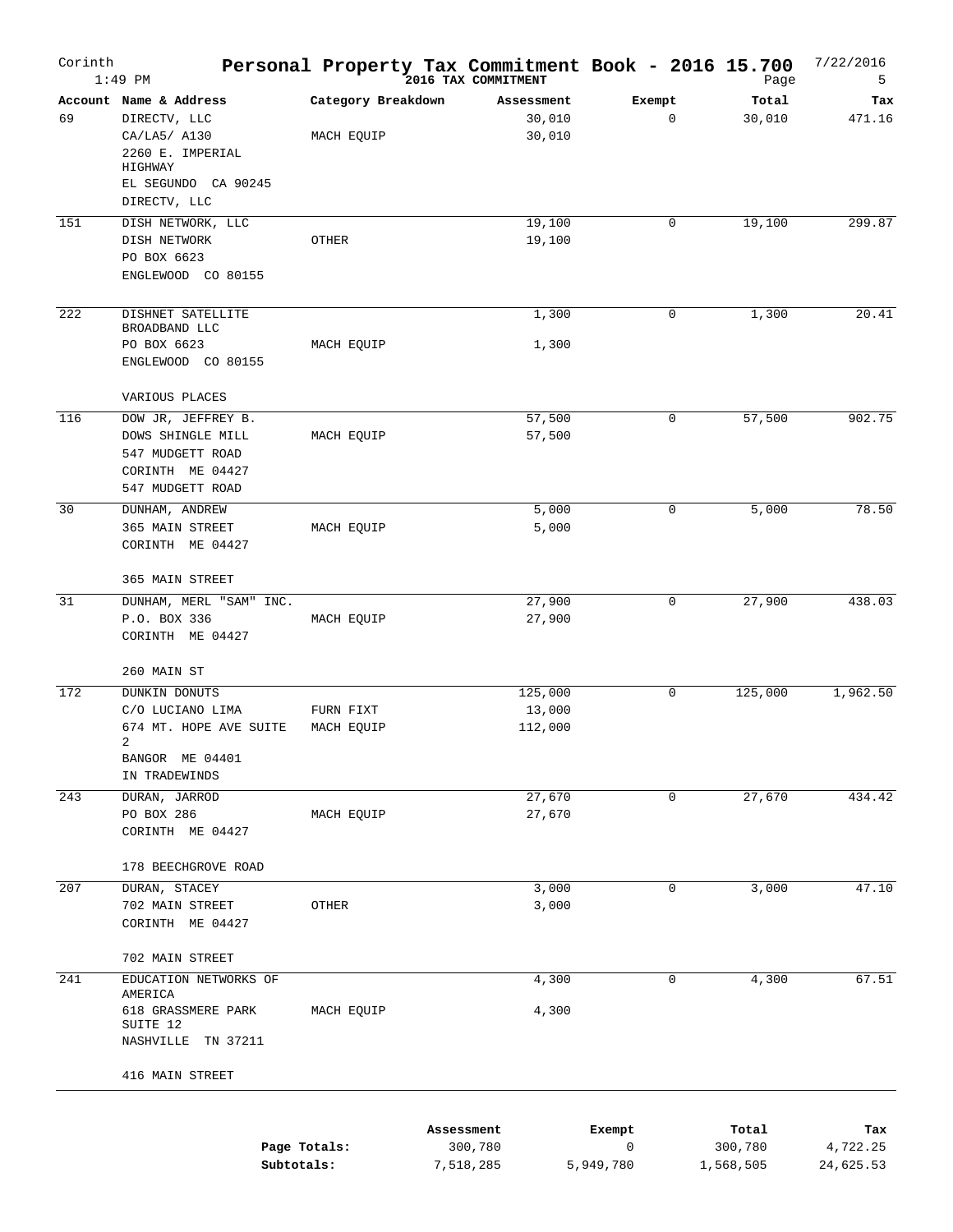# Personal Property Tax Commitment Book - 2016 15.700

Corinth
1:49 PM

2016 TAX COMMITMENT

7/22/2016

| Account | Name & Address | Category Breakdown | Assessment | Exempt | Total | Tax |
|---|---|---|---|---|---|---|
| 69 | DIRECTV, LLC | | 30,010 | 0 | 30,010 | 471.16 |
| | CA/LA5/ A130 | MACH EQUIP | 30,010 | | | |
| | 2260 E. IMPERIAL HIGHWAY | | | | | |
| | EL SEGUNDO CA 90245 | | | | | |
| | DIRECTV, LLC | | | | | |
| 151 | DISH NETWORK, LLC | | 19,100 | 0 | 19,100 | 299.87 |
| | DISH NETWORK | OTHER | 19,100 | | | |
| | PO BOX 6623 | | | | | |
| | ENGLEWOOD CO 80155 | | | | | |
| 222 | DISHNET SATELLITE BROADBAND LLC | | 1,300 | 0 | 1,300 | 20.41 |
| | PO BOX 6623 | MACH EQUIP | 1,300 | | | |
| | ENGLEWOOD CO 80155 | | | | | |
| | VARIOUS PLACES | | | | | |
| 116 | DOW JR, JEFFREY B. | | 57,500 | 0 | 57,500 | 902.75 |
| | DOWS SHINGLE MILL | MACH EQUIP | 57,500 | | | |
| | 547 MUDGETT ROAD | | | | | |
| | CORINTH ME 04427 | | | | | |
| | 547 MUDGETT ROAD | | | | | |
| 30 | DUNHAM, ANDREW | | 5,000 | 0 | 5,000 | 78.50 |
| | 365 MAIN STREET | MACH EQUIP | 5,000 | | | |
| | CORINTH ME 04427 | | | | | |
| | 365 MAIN STREET | | | | | |
| 31 | DUNHAM, MERL "SAM" INC. | | 27,900 | 0 | 27,900 | 438.03 |
| | P.O. BOX 336 | MACH EQUIP | 27,900 | | | |
| | CORINTH ME 04427 | | | | | |
| | 260 MAIN ST | | | | | |
| 172 | DUNKIN DONUTS | | 125,000 | 0 | 125,000 | 1,962.50 |
| | C/O LUCIANO LIMA | FURN FIXT | 13,000 | | | |
| | 674 MT. HOPE AVE SUITE 2 | MACH EQUIP | 112,000 | | | |
| | BANGOR ME 04401 | | | | | |
| | IN TRADEWINDS | | | | | |
| 243 | DURAN, JARROD | | 27,670 | 0 | 27,670 | 434.42 |
| | PO BOX 286 | MACH EQUIP | 27,670 | | | |
| | CORINTH ME 04427 | | | | | |
| | 178 BEECHGROVE ROAD | | | | | |
| 207 | DURAN, STACEY | | 3,000 | 0 | 3,000 | 47.10 |
| | 702 MAIN STREET | OTHER | 3,000 | | | |
| | CORINTH ME 04427 | | | | | |
| | 702 MAIN STREET | | | | | |
| 241 | EDUCATION NETWORKS OF AMERICA | | 4,300 | 0 | 4,300 | 67.51 |
| | 618 GRASSMERE PARK SUITE 12 | MACH EQUIP | 4,300 | | | |
| | NASHVILLE TN 37211 | | | | | |
| | 416 MAIN STREET | | | | | |

| | Assessment | Exempt | Total | Tax |
|---|---|---|---|---|
| Page Totals: | 300,780 | 0 | 300,780 | 4,722.25 |
| Subtotals: | 7,518,285 | 5,949,780 | 1,568,505 | 24,625.53 |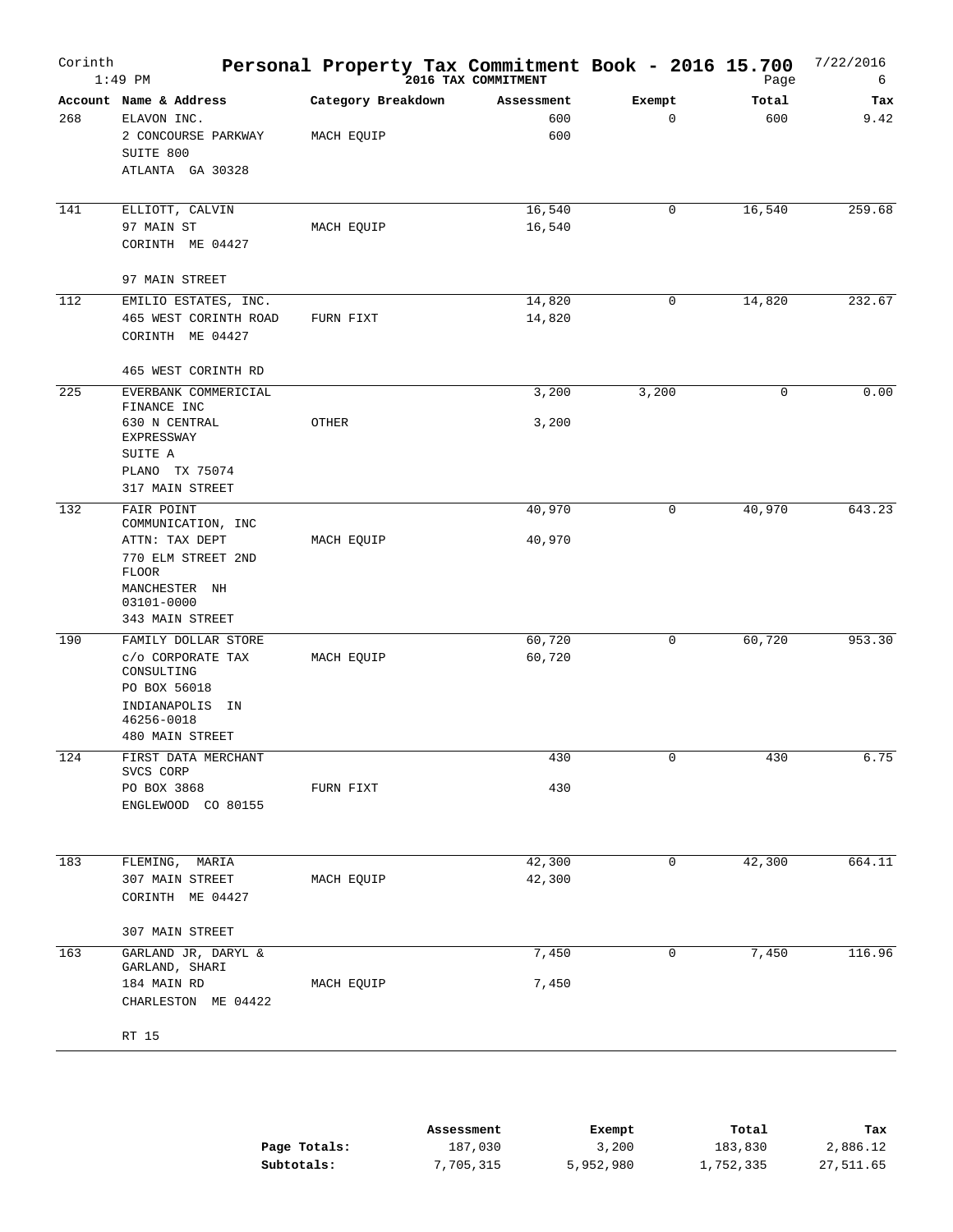# Personal Property Tax Commitment Book - 2016 15.700

Corinth
1:49 PM

2016 TAX COMMITMENT

7/22/2016
Page 6

| Account | Name & Address | Category Breakdown | Assessment | Exempt | Total | Tax |
|---|---|---|---|---|---|---|
| 268 | ELAVON INC.<br>2 CONCOURSE PARKWAY<br>SUITE 800<br>ATLANTA GA 30328 | MACH EQUIP | 600<br>600 | 0 | 600 | 9.42 |
| 141 | ELLIOTT, CALVIN<br>97 MAIN ST<br>CORINTH ME 04427<br><br>97 MAIN STREET | MACH EQUIP | 16,540<br>16,540 | 0 | 16,540 | 259.68 |
| 112 | EMILIO ESTATES, INC.<br>465 WEST CORINTH ROAD<br>CORINTH ME 04427<br><br>465 WEST CORINTH RD | FURN FIXT | 14,820<br>14,820 | 0 | 14,820 | 232.67 |
| 225 | EVERBANK COMMERICIAL FINANCE INC<br>630 N CENTRAL EXPRESSWAY<br>SUITE A<br>PLANO TX 75074<br>317 MAIN STREET | OTHER | 3,200<br>3,200 | 3,200 | 0 | 0.00 |
| 132 | FAIR POINT COMMUNICATION, INC<br>ATTN: TAX DEPT<br>770 ELM STREET 2ND FLOOR<br>MANCHESTER NH 03101-0000<br>343 MAIN STREET | MACH EQUIP | 40,970<br>40,970 | 0 | 40,970 | 643.23 |
| 190 | FAMILY DOLLAR STORE<br>c/o CORPORATE TAX CONSULTING<br>PO BOX 56018<br>INDIANAPOLIS IN 46256-0018<br>480 MAIN STREET | MACH EQUIP | 60,720<br>60,720 | 0 | 60,720 | 953.30 |
| 124 | FIRST DATA MERCHANT SVCS CORP<br>PO BOX 3868<br>ENGLEWOOD CO 80155 | FURN FIXT | 430<br>430 | 0 | 430 | 6.75 |
| 183 | FLEMING, MARIA<br>307 MAIN STREET<br>CORINTH ME 04427<br><br>307 MAIN STREET | MACH EQUIP | 42,300<br>42,300 | 0 | 42,300 | 664.11 |
| 163 | GARLAND JR, DARYL & GARLAND, SHARI<br>184 MAIN RD<br>CHARLESTON ME 04422<br><br>RT 15 | MACH EQUIP | 7,450<br>7,450 | 0 | 7,450 | 116.96 |

| | Assessment | Exempt | Total | Tax |
|---|---|---|---|---|
| **Page Totals:** | 187,030 | 3,200 | 183,830 | 2,886.12 |
| **Subtotals:** | 7,705,315 | 5,952,980 | 1,752,335 | 27,511.65 |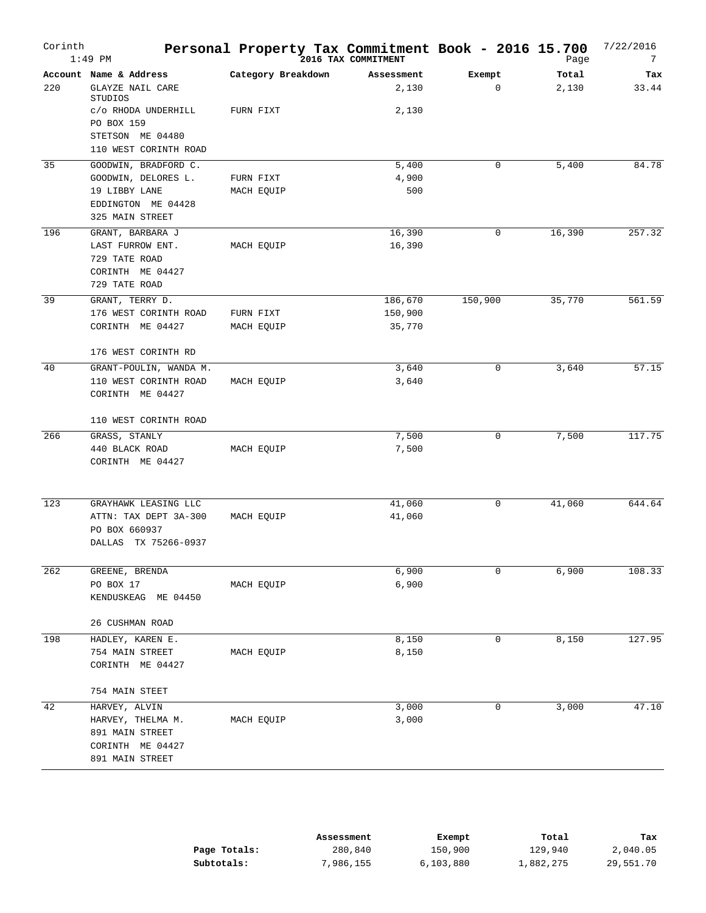# Personal Property Tax Commitment Book - 2016 15.700

Corinth 1:49 PM — 2016 TAX COMMITMENT — 7/22/2016

| Account | Name & Address | Category Breakdown | Assessment | Exempt | Total | Tax |
|---|---|---|---|---|---|---|
| 220 | GLAYZE NAIL CARE STUDIOS | | 2,130 | 0 | 2,130 | 33.44 |
| | c/o RHODA UNDERHILL | FURN FIXT | 2,130 | | | |
| | PO BOX 159 | | | | | |
| | STETSON ME 04480 | | | | | |
| | 110 WEST CORINTH ROAD | | | | | |
| 35 | GOODWIN, BRADFORD C. | | 5,400 | 0 | 5,400 | 84.78 |
| | GOODWIN, DELORES L. | FURN FIXT | 4,900 | | | |
| | 19 LIBBY LANE | MACH EQUIP | 500 | | | |
| | EDDINGTON ME 04428 | | | | | |
| | 325 MAIN STREET | | | | | |
| 196 | GRANT, BARBARA J | | 16,390 | 0 | 16,390 | 257.32 |
| | LAST FURROW ENT. | MACH EQUIP | 16,390 | | | |
| | 729 TATE ROAD | | | | | |
| | CORINTH ME 04427 | | | | | |
| | 729 TATE ROAD | | | | | |
| 39 | GRANT, TERRY D. | | 186,670 | 150,900 | 35,770 | 561.59 |
| | 176 WEST CORINTH ROAD | FURN FIXT | 150,900 | | | |
| | CORINTH ME 04427 | MACH EQUIP | 35,770 | | | |
| | 176 WEST CORINTH RD | | | | | |
| 40 | GRANT-POULIN, WANDA M. | | 3,640 | 0 | 3,640 | 57.15 |
| | 110 WEST CORINTH ROAD | MACH EQUIP | 3,640 | | | |
| | CORINTH ME 04427 | | | | | |
| | 110 WEST CORINTH ROAD | | | | | |
| 266 | GRASS, STANLY | | 7,500 | 0 | 7,500 | 117.75 |
| | 440 BLACK ROAD | MACH EQUIP | 7,500 | | | |
| | CORINTH ME 04427 | | | | | |
| 123 | GRAYHAWK LEASING LLC | | 41,060 | 0 | 41,060 | 644.64 |
| | ATTN: TAX DEPT 3A-300 | MACH EQUIP | 41,060 | | | |
| | PO BOX 660937 | | | | | |
| | DALLAS TX 75266-0937 | | | | | |
| 262 | GREENE, BRENDA | | 6,900 | 0 | 6,900 | 108.33 |
| | PO BOX 17 | MACH EQUIP | 6,900 | | | |
| | KENDUSKEAG ME 04450 | | | | | |
| | 26 CUSHMAN ROAD | | | | | |
| 198 | HADLEY, KAREN E. | | 8,150 | 0 | 8,150 | 127.95 |
| | 754 MAIN STREET | MACH EQUIP | 8,150 | | | |
| | CORINTH ME 04427 | | | | | |
| | 754 MAIN STEET | | | | | |
| 42 | HARVEY, ALVIN | | 3,000 | 0 | 3,000 | 47.10 |
| | HARVEY, THELMA M. | MACH EQUIP | 3,000 | | | |
| | 891 MAIN STREET | | | | | |
| | CORINTH ME 04427 | | | | | |
| | 891 MAIN STREET | | | | | |

| | Assessment | Exempt | Total | Tax |
|---|---|---|---|---|
| **Page Totals:** | 280,840 | 150,900 | 129,940 | 2,040.05 |
| **Subtotals:** | 7,986,155 | 6,103,880 | 1,882,275 | 29,551.70 |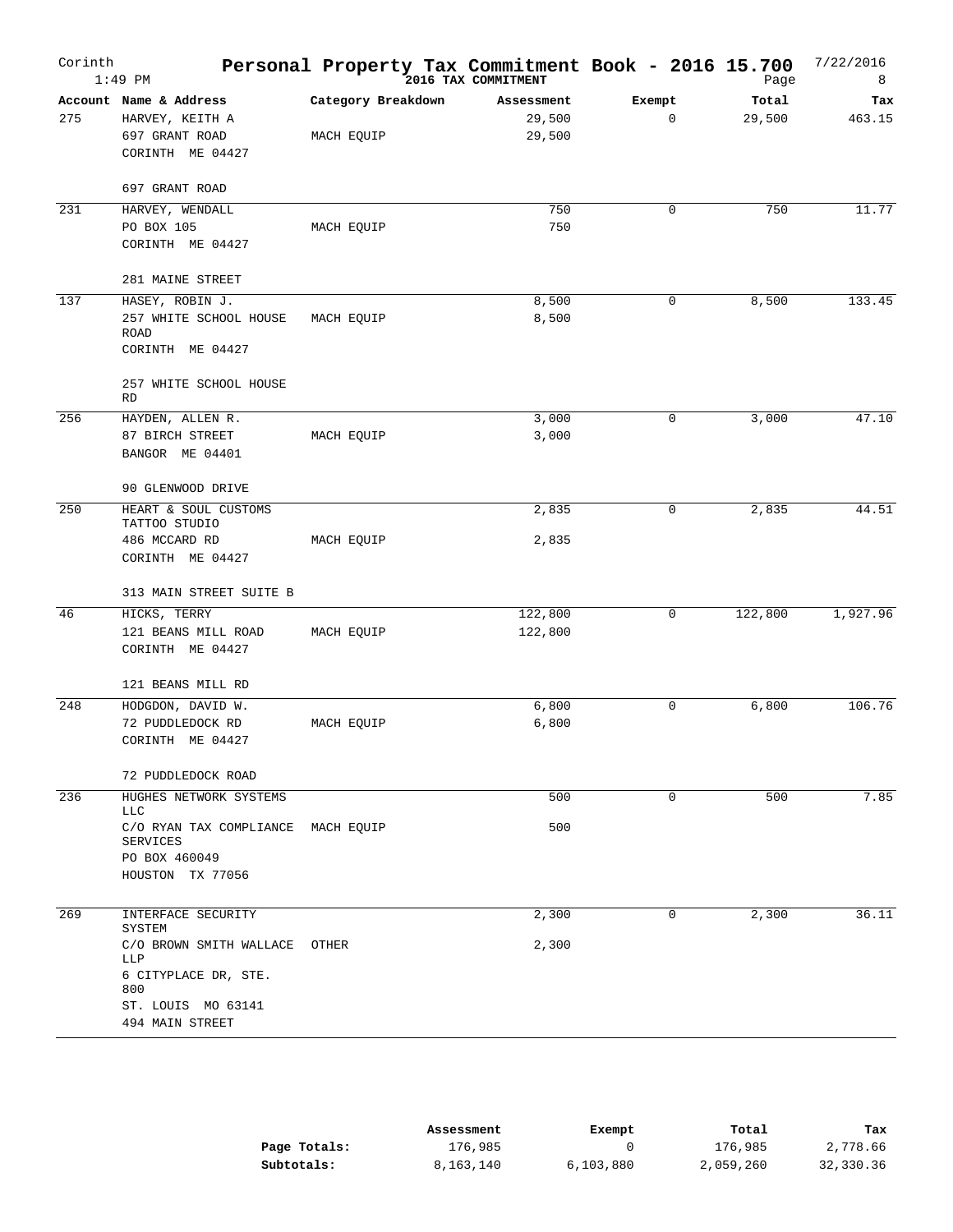Corinth 1:49 PM

# Personal Property Tax Commitment Book - 2016 15.700

2016 TAX COMMITMENT

7/22/2016

| Account | Name & Address | Category Breakdown | Assessment | Exempt | Total | Tax |
|---|---|---|---|---|---|---|
| 275 | HARVEY, KEITH A<br>697 GRANT ROAD<br>CORINTH ME 04427<br><br>697 GRANT ROAD | MACH EQUIP | 29,500<br>29,500 | 0 | 29,500 | 463.15 |
| 231 | HARVEY, WENDALL<br>PO BOX 105<br>CORINTH ME 04427<br><br>281 MAINE STREET | MACH EQUIP | 750<br>750 | 0 | 750 | 11.77 |
| 137 | HASEY, ROBIN J.<br>257 WHITE SCHOOL HOUSE ROAD<br>CORINTH ME 04427<br><br>257 WHITE SCHOOL HOUSE RD | MACH EQUIP | 8,500<br>8,500 | 0 | 8,500 | 133.45 |
| 256 | HAYDEN, ALLEN R.<br>87 BIRCH STREET<br>BANGOR ME 04401<br><br>90 GLENWOOD DRIVE | MACH EQUIP | 3,000<br>3,000 | 0 | 3,000 | 47.10 |
| 250 | HEART & SOUL CUSTOMS TATTOO STUDIO<br>486 MCCARD RD<br>CORINTH ME 04427<br><br>313 MAIN STREET SUITE B | MACH EQUIP | 2,835<br>2,835 | 0 | 2,835 | 44.51 |
| 46 | HICKS, TERRY<br>121 BEANS MILL ROAD<br>CORINTH ME 04427<br><br>121 BEANS MILL RD | MACH EQUIP | 122,800<br>122,800 | 0 | 122,800 | 1,927.96 |
| 248 | HODGDON, DAVID W.<br>72 PUDDLEDOCK RD<br>CORINTH ME 04427<br><br>72 PUDDLEDOCK ROAD | MACH EQUIP | 6,800<br>6,800 | 0 | 6,800 | 106.76 |
| 236 | HUGHES NETWORK SYSTEMS LLC<br>C/O RYAN TAX COMPLIANCE SERVICES<br>PO BOX 460049<br>HOUSTON TX 77056 | MACH EQUIP | 500<br>500 | 0 | 500 | 7.85 |
| 269 | INTERFACE SECURITY SYSTEM<br>C/O BROWN SMITH WALLACE LLP<br>6 CITYPLACE DR, STE. 800<br>ST. LOUIS MO 63141<br>494 MAIN STREET | OTHER | 2,300<br>2,300 | 0 | 2,300 | 36.11 |

| | Assessment | Exempt | Total | Tax |
|---|---|---|---|---|
| **Page Totals:** | 176,985 | 0 | 176,985 | 2,778.66 |
| **Subtotals:** | 8,163,140 | 6,103,880 | 2,059,260 | 32,330.36 |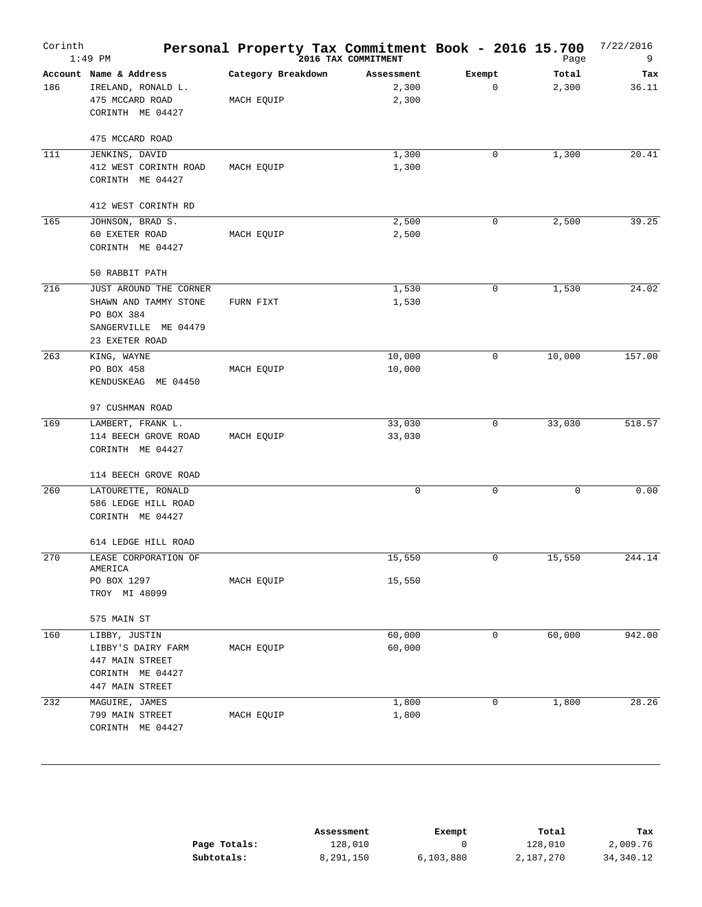# Personal Property Tax Commitment Book - 2016 15.700

Corinth — 1:49 PM — 2016 TAX COMMITMENT — 7/22/2016

| Account | Name & Address | Category Breakdown | Assessment | Exempt | Total | Tax |
|---|---|---|---|---|---|---|
| 186 | IRELAND, RONALD L.<br>475 MCCARD ROAD<br>CORINTH ME 04427<br><br>475 MCCARD ROAD | <br>MACH EQUIP | 2,300<br>2,300 | 0 | 2,300 | 36.11 |
| 111 | JENKINS, DAVID<br>412 WEST CORINTH ROAD<br>CORINTH ME 04427<br><br>412 WEST CORINTH RD | <br>MACH EQUIP | 1,300<br>1,300 | 0 | 1,300 | 20.41 |
| 165 | JOHNSON, BRAD S.<br>60 EXETER ROAD<br>CORINTH ME 04427<br><br>50 RABBIT PATH | <br>MACH EQUIP | 2,500<br>2,500 | 0 | 2,500 | 39.25 |
| 216 | JUST AROUND THE CORNER<br>SHAWN AND TAMMY STONE<br>PO BOX 384<br>SANGERVILLE ME 04479<br>23 EXETER ROAD | <br>FURN FIXT | 1,530<br>1,530 | 0 | 1,530 | 24.02 |
| 263 | KING, WAYNE<br>PO BOX 458<br>KENDUSKEAG ME 04450<br><br>97 CUSHMAN ROAD | <br>MACH EQUIP | 10,000<br>10,000 | 0 | 10,000 | 157.00 |
| 169 | LAMBERT, FRANK L.<br>114 BEECH GROVE ROAD<br>CORINTH ME 04427<br><br>114 BEECH GROVE ROAD | <br>MACH EQUIP | 33,030<br>33,030 | 0 | 33,030 | 518.57 |
| 260 | LATOURETTE, RONALD<br>586 LEDGE HILL ROAD<br>CORINTH ME 04427<br><br>614 LEDGE HILL ROAD | | 0 | 0 | 0 | 0.00 |
| 270 | LEASE CORPORATION OF AMERICA<br>PO BOX 1297<br>TROY MI 48099<br><br>575 MAIN ST | <br>MACH EQUIP | 15,550<br>15,550 | 0 | 15,550 | 244.14 |
| 160 | LIBBY, JUSTIN<br>LIBBY'S DAIRY FARM<br>447 MAIN STREET<br>CORINTH ME 04427<br>447 MAIN STREET | <br>MACH EQUIP | 60,000<br>60,000 | 0 | 60,000 | 942.00 |
| 232 | MAGUIRE, JAMES<br>799 MAIN STREET<br>CORINTH ME 04427 | <br>MACH EQUIP | 1,800<br>1,800 | 0 | 1,800 | 28.26 |

| | Assessment | Exempt | Total | Tax |
|---|---|---|---|---|
| **Page Totals:** | 128,010 | 0 | 128,010 | 2,009.76 |
| **Subtotals:** | 8,291,150 | 6,103,880 | 2,187,270 | 34,340.12 |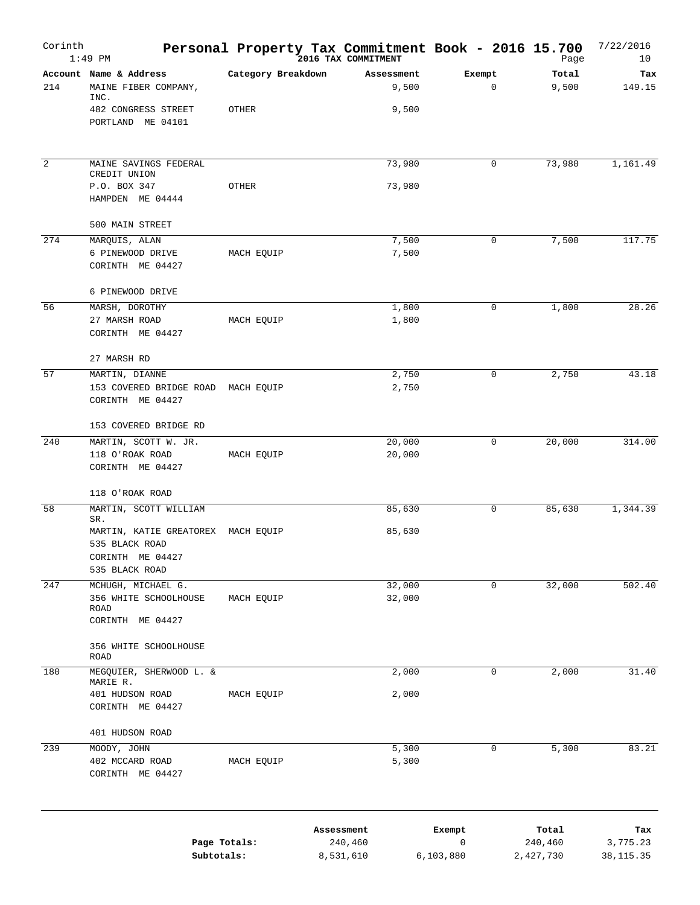# Personal Property Tax Commitment Book - 2016 15.700

Corinth — 1:49 PM — 2016 TAX COMMITMENT — 7/22/2016

| Account | Name & Address | Category Breakdown | Assessment | Exempt | Total | Tax |
|---|---|---|---|---|---|---|
| 214 | MAINE FIBER COMPANY, INC. | | 9,500 | 0 | 9,500 | 149.15 |
| | 482 CONGRESS STREET | OTHER | 9,500 | | | |
| | PORTLAND ME 04101 | | | | | |
| 2 | MAINE SAVINGS FEDERAL CREDIT UNION | | 73,980 | 0 | 73,980 | 1,161.49 |
| | P.O. BOX 347 | OTHER | 73,980 | | | |
| | HAMPDEN ME 04444 | | | | | |
| | 500 MAIN STREET | | | | | |
| 274 | MARQUIS, ALAN | | 7,500 | 0 | 7,500 | 117.75 |
| | 6 PINEWOOD DRIVE | MACH EQUIP | 7,500 | | | |
| | CORINTH ME 04427 | | | | | |
| | 6 PINEWOOD DRIVE | | | | | |
| 56 | MARSH, DOROTHY | | 1,800 | 0 | 1,800 | 28.26 |
| | 27 MARSH ROAD | MACH EQUIP | 1,800 | | | |
| | CORINTH ME 04427 | | | | | |
| | 27 MARSH RD | | | | | |
| 57 | MARTIN, DIANNE | | 2,750 | 0 | 2,750 | 43.18 |
| | 153 COVERED BRIDGE ROAD | MACH EQUIP | 2,750 | | | |
| | CORINTH ME 04427 | | | | | |
| | 153 COVERED BRIDGE RD | | | | | |
| 240 | MARTIN, SCOTT W. JR. | | 20,000 | 0 | 20,000 | 314.00 |
| | 118 O'ROAK ROAD | MACH EQUIP | 20,000 | | | |
| | CORINTH ME 04427 | | | | | |
| | 118 O'ROAK ROAD | | | | | |
| 58 | MARTIN, SCOTT WILLIAM SR. | | 85,630 | 0 | 85,630 | 1,344.39 |
| | MARTIN, KATIE GREATOREX | MACH EQUIP | 85,630 | | | |
| | 535 BLACK ROAD | | | | | |
| | CORINTH ME 04427 | | | | | |
| | 535 BLACK ROAD | | | | | |
| 247 | MCHUGH, MICHAEL G. | | 32,000 | 0 | 32,000 | 502.40 |
| | 356 WHITE SCHOOLHOUSE ROAD | MACH EQUIP | 32,000 | | | |
| | CORINTH ME 04427 | | | | | |
| | 356 WHITE SCHOOLHOUSE ROAD | | | | | |
| 180 | MEGQUIER, SHERWOOD L. & MARIE R. | | 2,000 | 0 | 2,000 | 31.40 |
| | 401 HUDSON ROAD | MACH EQUIP | 2,000 | | | |
| | CORINTH ME 04427 | | | | | |
| | 401 HUDSON ROAD | | | | | |
| 239 | MOODY, JOHN | | 5,300 | 0 | 5,300 | 83.21 |
| | 402 MCCARD ROAD | MACH EQUIP | 5,300 | | | |
| | CORINTH ME 04427 | | | | | |

| | Assessment | Exempt | Total | Tax |
|---|---|---|---|---|
| Page Totals: | 240,460 | 0 | 240,460 | 3,775.23 |
| Subtotals: | 8,531,610 | 6,103,880 | 2,427,730 | 38,115.35 |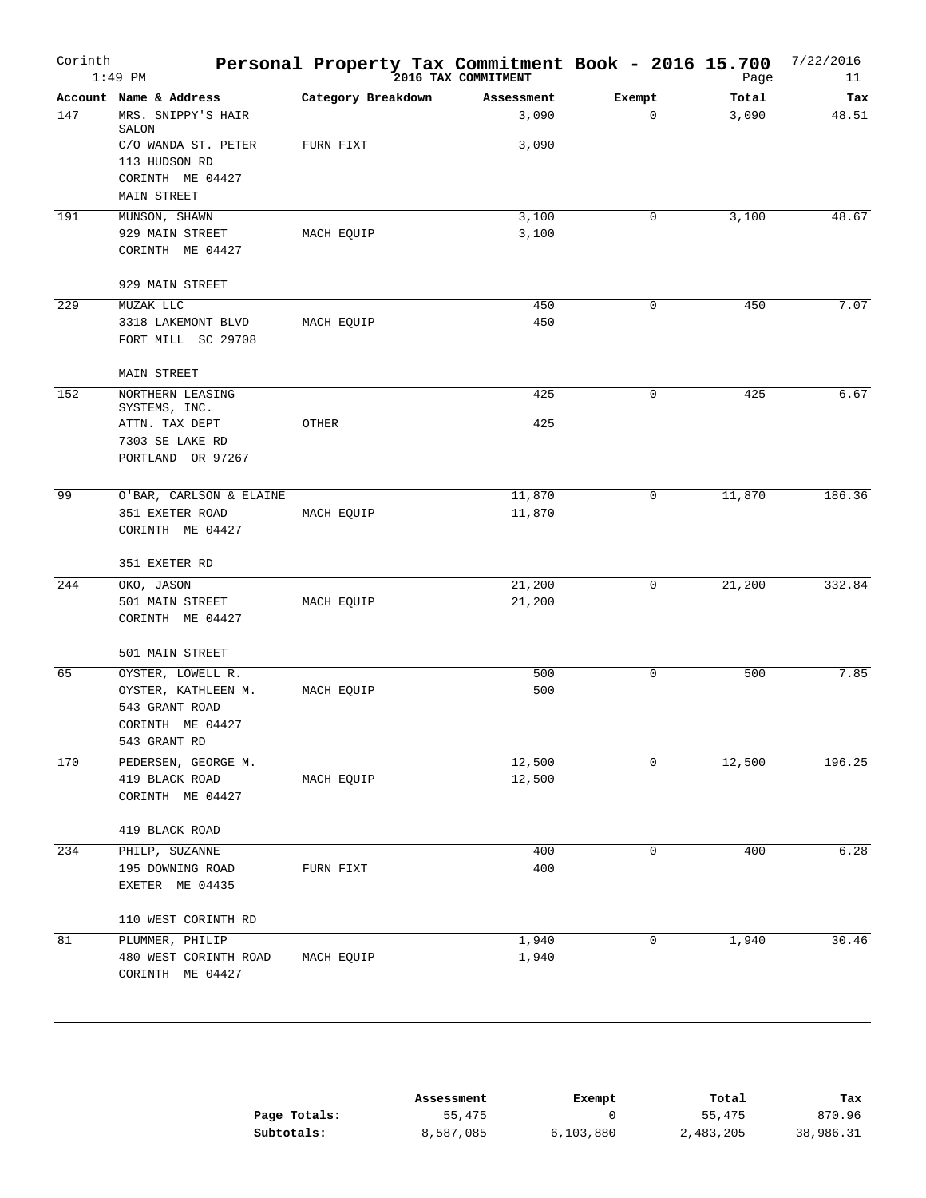# Personal Property Tax Commitment Book - 2016 15.700

Corinth 1:49 PM

2016 TAX COMMITMENT

7/22/2016

| Account | Name & Address | Category Breakdown | Assessment | Exempt | Total | Tax |
|---|---|---|---|---|---|---|
| 147 | MRS. SNIPPY'S HAIR SALON | | 3,090 | 0 | 3,090 | 48.51 |
| | C/O WANDA ST. PETER | FURN FIXT | 3,090 | | | |
| | 113 HUDSON RD | | | | | |
| | CORINTH ME 04427 | | | | | |
| | MAIN STREET | | | | | |
| 191 | MUNSON, SHAWN | | 3,100 | 0 | 3,100 | 48.67 |
| | 929 MAIN STREET | MACH EQUIP | 3,100 | | | |
| | CORINTH ME 04427 | | | | | |
| | 929 MAIN STREET | | | | | |
| 229 | MUZAK LLC | | 450 | 0 | 450 | 7.07 |
| | 3318 LAKEMONT BLVD | MACH EQUIP | 450 | | | |
| | FORT MILL SC 29708 | | | | | |
| | MAIN STREET | | | | | |
| 152 | NORTHERN LEASING SYSTEMS, INC. | | 425 | 0 | 425 | 6.67 |
| | ATTN. TAX DEPT | OTHER | 425 | | | |
| | 7303 SE LAKE RD | | | | | |
| | PORTLAND OR 97267 | | | | | |
| 99 | O'BAR, CARLSON & ELAINE | | 11,870 | 0 | 11,870 | 186.36 |
| | 351 EXETER ROAD | MACH EQUIP | 11,870 | | | |
| | CORINTH ME 04427 | | | | | |
| | 351 EXETER RD | | | | | |
| 244 | OKO, JASON | | 21,200 | 0 | 21,200 | 332.84 |
| | 501 MAIN STREET | MACH EQUIP | 21,200 | | | |
| | CORINTH ME 04427 | | | | | |
| | 501 MAIN STREET | | | | | |
| 65 | OYSTER, LOWELL R. | | 500 | 0 | 500 | 7.85 |
| | OYSTER, KATHLEEN M. | MACH EQUIP | 500 | | | |
| | 543 GRANT ROAD | | | | | |
| | CORINTH ME 04427 | | | | | |
| | 543 GRANT RD | | | | | |
| 170 | PEDERSEN, GEORGE M. | | 12,500 | 0 | 12,500 | 196.25 |
| | 419 BLACK ROAD | MACH EQUIP | 12,500 | | | |
| | CORINTH ME 04427 | | | | | |
| | 419 BLACK ROAD | | | | | |
| 234 | PHILP, SUZANNE | | 400 | 0 | 400 | 6.28 |
| | 195 DOWNING ROAD | FURN FIXT | 400 | | | |
| | EXETER ME 04435 | | | | | |
| | 110 WEST CORINTH RD | | | | | |
| 81 | PLUMMER, PHILIP | | 1,940 | 0 | 1,940 | 30.46 |
| | 480 WEST CORINTH ROAD | MACH EQUIP | 1,940 | | | |
| | CORINTH ME 04427 | | | | | |

| | Assessment | Exempt | Total | Tax |
|---|---|---|---|---|
| Page Totals: | 55,475 | 0 | 55,475 | 870.96 |
| Subtotals: | 8,587,085 | 6,103,880 | 2,483,205 | 38,986.31 |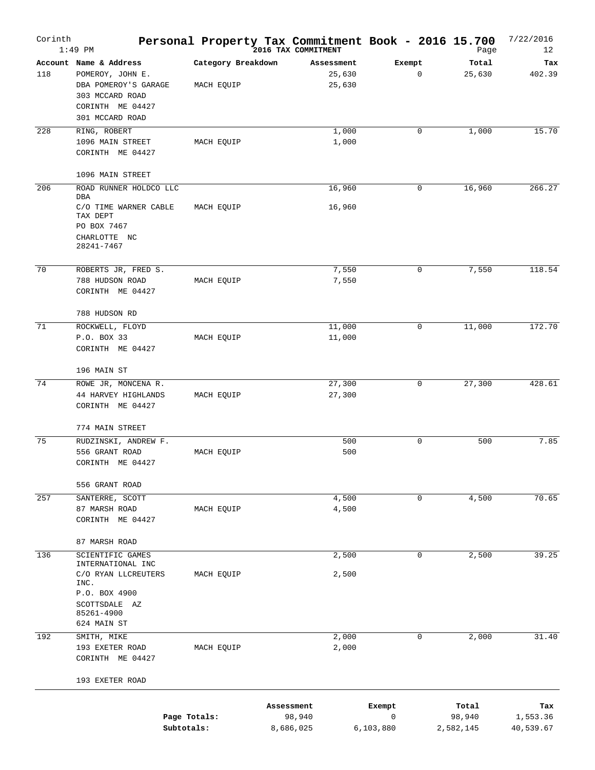Corinth 1:49 PM

# Personal Property Tax Commitment Book - 2016 15.700

2016 TAX COMMITMENT

7/22/2016

| Account | Name & Address | Category Breakdown | Assessment | Exempt | Total | Tax |
|---|---|---|---|---|---|---|
| 118 | POMEROY, JOHN E. | | 25,630 | 0 | 25,630 | 402.39 |
| | DBA POMEROY'S GARAGE | MACH EQUIP | 25,630 | | | |
| | 303 MCCARD ROAD | | | | | |
| | CORINTH ME 04427 | | | | | |
| | 301 MCCARD ROAD | | | | | |
| 228 | RING, ROBERT | | 1,000 | 0 | 1,000 | 15.70 |
| | 1096 MAIN STREET | MACH EQUIP | 1,000 | | | |
| | CORINTH ME 04427 | | | | | |
| | 1096 MAIN STREET | | | | | |
| 206 | ROAD RUNNER HOLDCO LLC DBA | | 16,960 | 0 | 16,960 | 266.27 |
| | C/O TIME WARNER CABLE TAX DEPT | MACH EQUIP | 16,960 | | | |
| | PO BOX 7467 | | | | | |
| | CHARLOTTE NC 28241-7467 | | | | | |
| 70 | ROBERTS JR, FRED S. | | 7,550 | 0 | 7,550 | 118.54 |
| | 788 HUDSON ROAD | MACH EQUIP | 7,550 | | | |
| | CORINTH ME 04427 | | | | | |
| | 788 HUDSON RD | | | | | |
| 71 | ROCKWELL, FLOYD | | 11,000 | 0 | 11,000 | 172.70 |
| | P.O. BOX 33 | MACH EQUIP | 11,000 | | | |
| | CORINTH ME 04427 | | | | | |
| | 196 MAIN ST | | | | | |
| 74 | ROWE JR, MONCENA R. | | 27,300 | 0 | 27,300 | 428.61 |
| | 44 HARVEY HIGHLANDS | MACH EQUIP | 27,300 | | | |
| | CORINTH ME 04427 | | | | | |
| | 774 MAIN STREET | | | | | |
| 75 | RUDZINSKI, ANDREW F. | | 500 | 0 | 500 | 7.85 |
| | 556 GRANT ROAD | MACH EQUIP | 500 | | | |
| | CORINTH ME 04427 | | | | | |
| | 556 GRANT ROAD | | | | | |
| 257 | SANTERRE, SCOTT | | 4,500 | 0 | 4,500 | 70.65 |
| | 87 MARSH ROAD | MACH EQUIP | 4,500 | | | |
| | CORINTH ME 04427 | | | | | |
| | 87 MARSH ROAD | | | | | |
| 136 | SCIENTIFIC GAMES INTERNATIONAL INC | | 2,500 | 0 | 2,500 | 39.25 |
| | C/O RYAN LLCREUTERS INC. | MACH EQUIP | 2,500 | | | |
| | P.O. BOX 4900 | | | | | |
| | SCOTTSDALE AZ 85261-4900 | | | | | |
| | 624 MAIN ST | | | | | |
| 192 | SMITH, MIKE | | 2,000 | 0 | 2,000 | 31.40 |
| | 193 EXETER ROAD | MACH EQUIP | 2,000 | | | |
| | CORINTH ME 04427 | | | | | |
| | 193 EXETER ROAD | | | | | |

| | Assessment | Exempt | Total | Tax |
|---|---|---|---|---|
| Page Totals: | 98,940 | 0 | 98,940 | 1,553.36 |
| Subtotals: | 8,686,025 | 6,103,880 | 2,582,145 | 40,539.67 |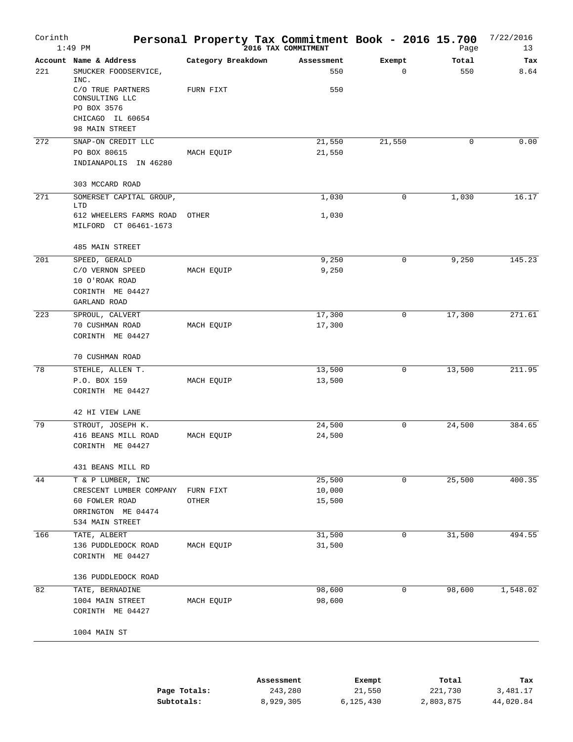# Personal Property Tax Commitment Book - 2016 15.700

Corinth 1:49 PM — 2016 TAX COMMITMENT — 7/22/2016

| Account | Name & Address | Category Breakdown | Assessment | Exempt | Total | Tax |
|---|---|---|---|---|---|---|
| 221 | SMUCKER FOODSERVICE, INC. | | 550 | 0 | 550 | 8.64 |
| | C/O TRUE PARTNERS CONSULTING LLC | FURN FIXT | 550 | | | |
| | PO BOX 3576 | | | | | |
| | CHICAGO IL 60654 | | | | | |
| | 98 MAIN STREET | | | | | |
| 272 | SNAP-ON CREDIT LLC | | 21,550 | 21,550 | 0 | 0.00 |
| | PO BOX 80615 | MACH EQUIP | 21,550 | | | |
| | INDIANAPOLIS IN 46280 | | | | | |
| | 303 MCCARD ROAD | | | | | |
| 271 | SOMERSET CAPITAL GROUP, LTD | | 1,030 | 0 | 1,030 | 16.17 |
| | 612 WHEELERS FARMS ROAD | OTHER | 1,030 | | | |
| | MILFORD CT 06461-1673 | | | | | |
| | 485 MAIN STREET | | | | | |
| 201 | SPEED, GERALD | | 9,250 | 0 | 9,250 | 145.23 |
| | C/O VERNON SPEED | MACH EQUIP | 9,250 | | | |
| | 10 O'ROAK ROAD | | | | | |
| | CORINTH ME 04427 | | | | | |
| | GARLAND ROAD | | | | | |
| 223 | SPROUL, CALVERT | | 17,300 | 0 | 17,300 | 271.61 |
| | 70 CUSHMAN ROAD | MACH EQUIP | 17,300 | | | |
| | CORINTH ME 04427 | | | | | |
| | 70 CUSHMAN ROAD | | | | | |
| 78 | STEHLE, ALLEN T. | | 13,500 | 0 | 13,500 | 211.95 |
| | P.O. BOX 159 | MACH EQUIP | 13,500 | | | |
| | CORINTH ME 04427 | | | | | |
| | 42 HI VIEW LANE | | | | | |
| 79 | STROUT, JOSEPH K. | | 24,500 | 0 | 24,500 | 384.65 |
| | 416 BEANS MILL ROAD | MACH EQUIP | 24,500 | | | |
| | CORINTH ME 04427 | | | | | |
| | 431 BEANS MILL RD | | | | | |
| 44 | T & P LUMBER, INC | | 25,500 | 0 | 25,500 | 400.35 |
| | CRESCENT LUMBER COMPANY | FURN FIXT | 10,000 | | | |
| | 60 FOWLER ROAD | OTHER | 15,500 | | | |
| | ORRINGTON ME 04474 | | | | | |
| | 534 MAIN STREET | | | | | |
| 166 | TATE, ALBERT | | 31,500 | 0 | 31,500 | 494.55 |
| | 136 PUDDLEDOCK ROAD | MACH EQUIP | 31,500 | | | |
| | CORINTH ME 04427 | | | | | |
| | 136 PUDDLEDOCK ROAD | | | | | |
| 82 | TATE, BERNADINE | | 98,600 | 0 | 98,600 | 1,548.02 |
| | 1004 MAIN STREET | MACH EQUIP | 98,600 | | | |
| | CORINTH ME 04427 | | | | | |
| | 1004 MAIN ST | | | | | |

| | Assessment | Exempt | Total | Tax |
|---|---|---|---|---|
| Page Totals: | 243,280 | 21,550 | 221,730 | 3,481.17 |
| Subtotals: | 8,929,305 | 6,125,430 | 2,803,875 | 44,020.84 |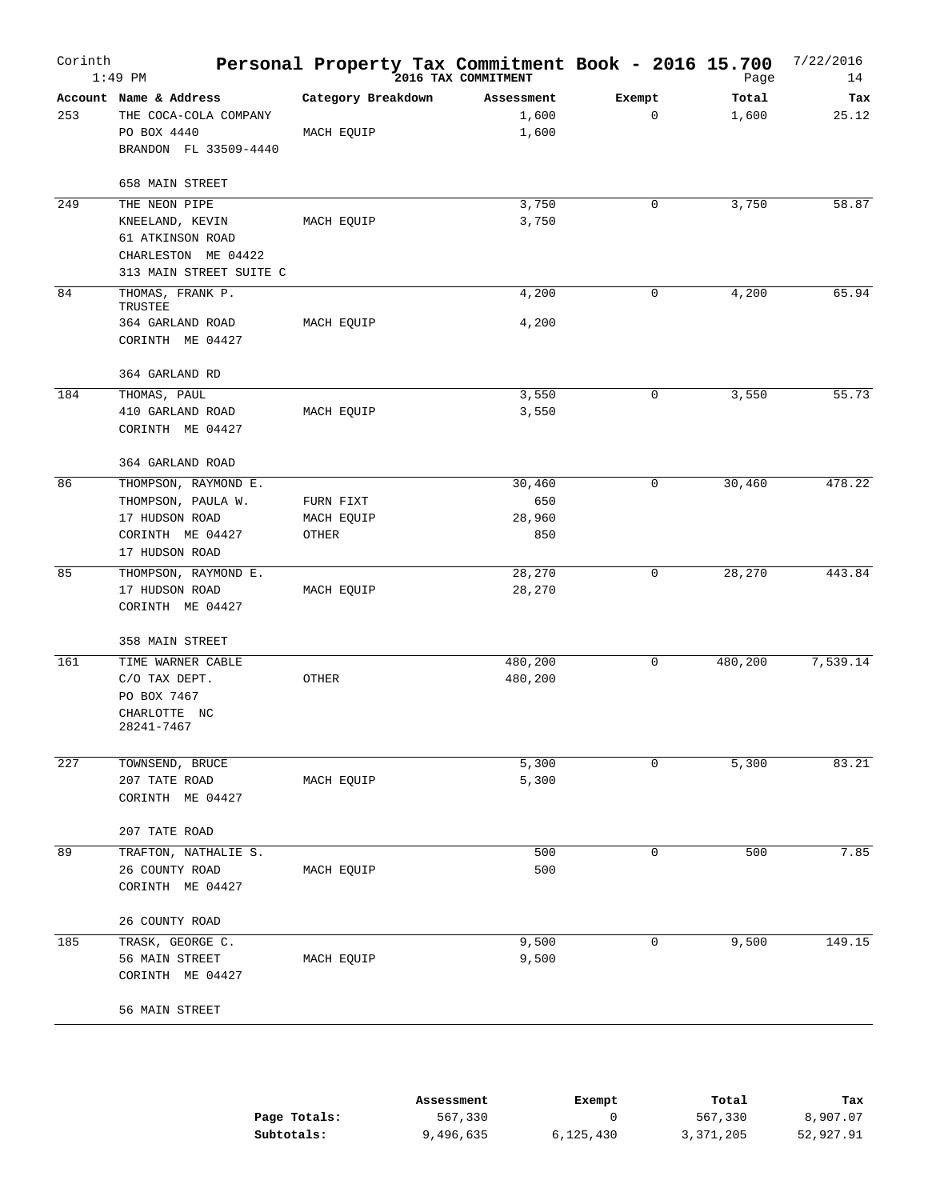# Personal Property Tax Commitment Book - 2016 15.700

Corinth
1:49 PM

2016 TAX COMMITMENT

7/22/2016
Page 14

| Account | Name & Address | Category Breakdown | Assessment | Exempt | Total | Tax |
|---|---|---|---|---|---|---|
| 253 | THE COCA-COLA COMPANY<br>PO BOX 4440<br>BRANDON FL 33509-4440<br><br>658 MAIN STREET | <br>MACH EQUIP | 1,600<br>1,600 | 0 | 1,600 | 25.12 |
| 249 | THE NEON PIPE<br>KNEELAND, KEVIN<br>61 ATKINSON ROAD<br>CHARLESTON ME 04422<br>313 MAIN STREET SUITE C | <br>MACH EQUIP | 3,750<br>3,750 | 0 | 3,750 | 58.87 |
| 84 | THOMAS, FRANK P.<br>TRUSTEE<br>364 GARLAND ROAD<br>CORINTH ME 04427<br><br>364 GARLAND RD | <br>MACH EQUIP | 4,200<br>4,200 | 0 | 4,200 | 65.94 |
| 184 | THOMAS, PAUL<br>410 GARLAND ROAD<br>CORINTH ME 04427<br><br>364 GARLAND ROAD | <br>MACH EQUIP | 3,550<br>3,550 | 0 | 3,550 | 55.73 |
| 86 | THOMPSON, RAYMOND E.<br>THOMPSON, PAULA W.<br>17 HUDSON ROAD<br>CORINTH ME 04427<br>17 HUDSON ROAD | <br>FURN FIXT<br>MACH EQUIP<br>OTHER | 30,460<br>650<br>28,960<br>850 | 0 | 30,460 | 478.22 |
| 85 | THOMPSON, RAYMOND E.<br>17 HUDSON ROAD<br>CORINTH ME 04427<br><br>358 MAIN STREET | <br>MACH EQUIP | 28,270<br>28,270 | 0 | 28,270 | 443.84 |
| 161 | TIME WARNER CABLE<br>C/O TAX DEPT.<br>PO BOX 7467<br>CHARLOTTE NC<br>28241-7467 | <br>OTHER | 480,200<br>480,200 | 0 | 480,200 | 7,539.14 |
| 227 | TOWNSEND, BRUCE<br>207 TATE ROAD<br>CORINTH ME 04427<br><br>207 TATE ROAD | <br>MACH EQUIP | 5,300<br>5,300 | 0 | 5,300 | 83.21 |
| 89 | TRAFTON, NATHALIE S.<br>26 COUNTY ROAD<br>CORINTH ME 04427<br><br>26 COUNTY ROAD | <br>MACH EQUIP | 500<br>500 | 0 | 500 | 7.85 |
| 185 | TRASK, GEORGE C.<br>56 MAIN STREET<br>CORINTH ME 04427<br><br>56 MAIN STREET | <br>MACH EQUIP | 9,500<br>9,500 | 0 | 9,500 | 149.15 |

| | Assessment | Exempt | Total | Tax |
|---|---|---|---|---|
| **Page Totals:** | 567,330 | 0 | 567,330 | 8,907.07 |
| **Subtotals:** | 9,496,635 | 6,125,430 | 3,371,205 | 52,927.91 |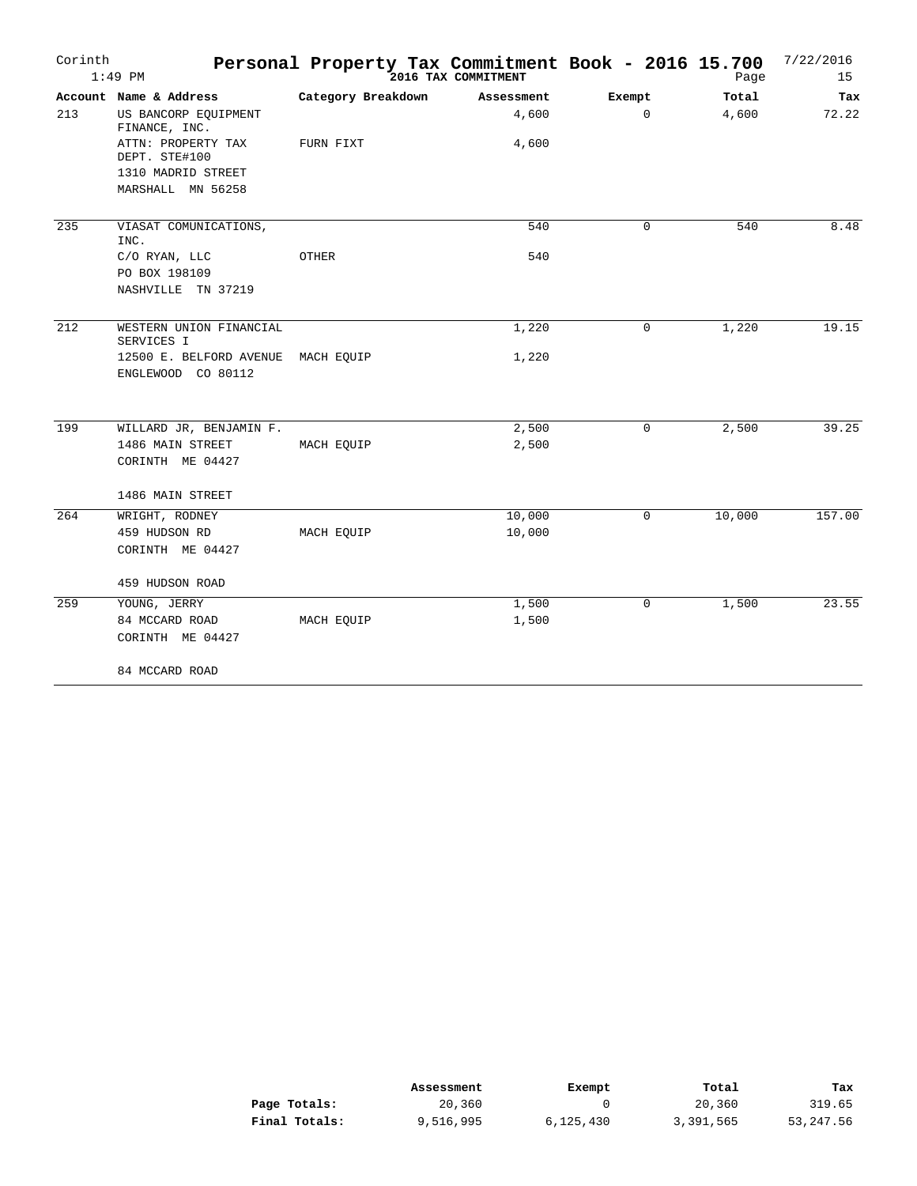# Personal Property Tax Commitment Book - 2016 15.700

Corinth
1:49 PM

2016 TAX COMMITMENT

7/22/2016

| Account | Name & Address | Category Breakdown | Assessment | Exempt | Total | Tax |
|---|---|---|---|---|---|---|
| 213 | US BANCORP EQUIPMENT FINANCE, INC. | | 4,600 | 0 | 4,600 | 72.22 |
| | ATTN: PROPERTY TAX DEPT. STE#100 | FURN FIXT | 4,600 | | | |
| | 1310 MADRID STREET | | | | | |
| | MARSHALL MN 56258 | | | | | |
| 235 | VIASAT COMUNICATIONS, INC. | | 540 | 0 | 540 | 8.48 |
| | C/O RYAN, LLC | OTHER | 540 | | | |
| | PO BOX 198109 | | | | | |
| | NASHVILLE TN 37219 | | | | | |
| 212 | WESTERN UNION FINANCIAL SERVICES I | | 1,220 | 0 | 1,220 | 19.15 |
| | 12500 E. BELFORD AVENUE | MACH EQUIP | 1,220 | | | |
| | ENGLEWOOD CO 80112 | | | | | |
| 199 | WILLARD JR, BENJAMIN F. | | 2,500 | 0 | 2,500 | 39.25 |
| | 1486 MAIN STREET | MACH EQUIP | 2,500 | | | |
| | CORINTH ME 04427 | | | | | |
| | 1486 MAIN STREET | | | | | |
| 264 | WRIGHT, RODNEY | | 10,000 | 0 | 10,000 | 157.00 |
| | 459 HUDSON RD | MACH EQUIP | 10,000 | | | |
| | CORINTH ME 04427 | | | | | |
| | 459 HUDSON ROAD | | | | | |
| 259 | YOUNG, JERRY | | 1,500 | 0 | 1,500 | 23.55 |
| | 84 MCCARD ROAD | MACH EQUIP | 1,500 | | | |
| | CORINTH ME 04427 | | | | | |
| | 84 MCCARD ROAD | | | | | |

| | Assessment | Exempt | Total | Tax |
|---|---|---|---|---|
| **Page Totals:** | 20,360 | 0 | 20,360 | 319.65 |
| **Final Totals:** | 9,516,995 | 6,125,430 | 3,391,565 | 53,247.56 |